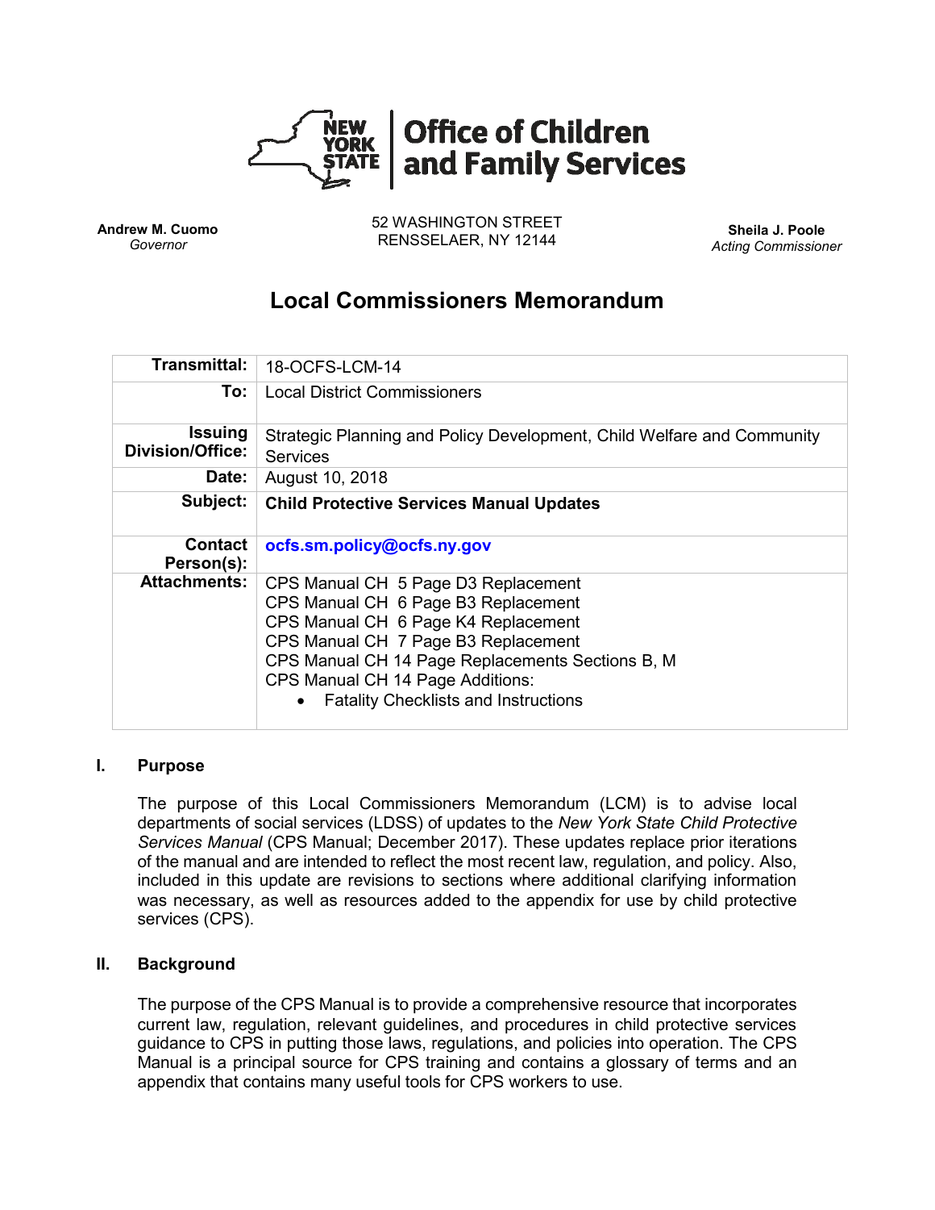**Office of Children and Family Services**

**Andrew M. Cuomo**
*Governor*

52 WASHINGTON STREET
RENSSELAER, NY 12144

**Sheila J. Poole**
*Acting Commissioner*

# Local Commissioners Memorandum

| | |
|---|---|
| **Transmittal:** | 18-OCFS-LCM-14 |
| **To:** | Local District Commissioners |
| **Issuing Division/Office:** | Strategic Planning and Policy Development, Child Welfare and Community Services |
| **Date:** | August 10, 2018 |
| **Subject:** | **Child Protective Services Manual Updates** |
| **Contact Person(s):** | **ocfs.sm.policy@ocfs.ny.gov** |
| **Attachments:** | CPS Manual CH 5 Page D3 Replacement<br>CPS Manual CH 6 Page B3 Replacement<br>CPS Manual CH 6 Page K4 Replacement<br>CPS Manual CH 7 Page B3 Replacement<br>CPS Manual CH 14 Page Replacements Sections B, M<br>CPS Manual CH 14 Page Additions:<br>• Fatality Checklists and Instructions |

## I. Purpose

The purpose of this Local Commissioners Memorandum (LCM) is to advise local departments of social services (LDSS) of updates to the *New York State Child Protective Services Manual* (CPS Manual; December 2017). These updates replace prior iterations of the manual and are intended to reflect the most recent law, regulation, and policy. Also, included in this update are revisions to sections where additional clarifying information was necessary, as well as resources added to the appendix for use by child protective services (CPS).

## II. Background

The purpose of the CPS Manual is to provide a comprehensive resource that incorporates current law, regulation, relevant guidelines, and procedures in child protective services guidance to CPS in putting those laws, regulations, and policies into operation. The CPS Manual is a principal source for CPS training and contains a glossary of terms and an appendix that contains many useful tools for CPS workers to use.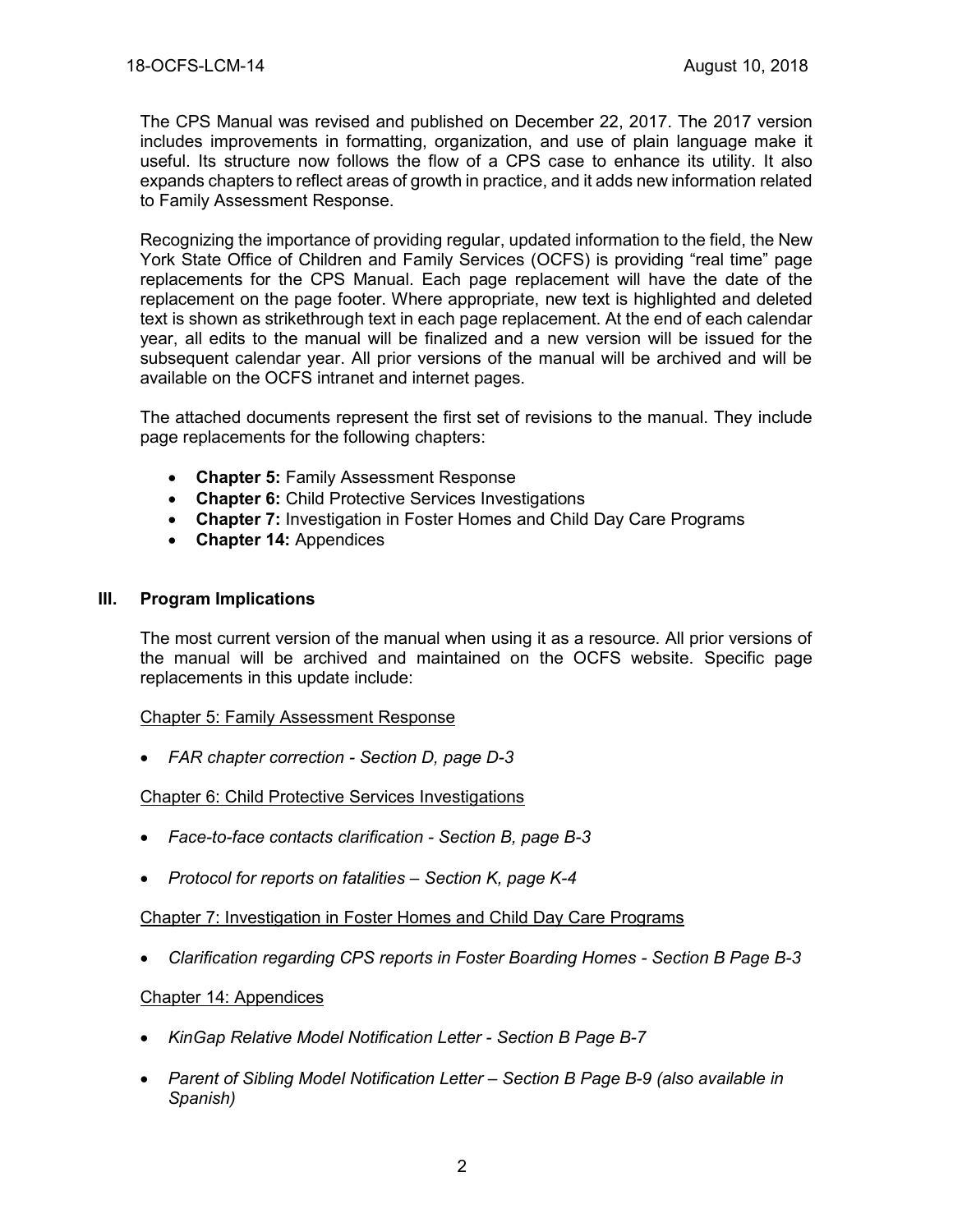The CPS Manual was revised and published on December 22, 2017. The 2017 version includes improvements in formatting, organization, and use of plain language make it useful. Its structure now follows the flow of a CPS case to enhance its utility. It also expands chapters to reflect areas of growth in practice, and it adds new information related to Family Assessment Response.

Recognizing the importance of providing regular, updated information to the field, the New York State Office of Children and Family Services (OCFS) is providing "real time" page replacements for the CPS Manual. Each page replacement will have the date of the replacement on the page footer. Where appropriate, new text is highlighted and deleted text is shown as strikethrough text in each page replacement. At the end of each calendar year, all edits to the manual will be finalized and a new version will be issued for the subsequent calendar year. All prior versions of the manual will be archived and will be available on the OCFS intranet and internet pages.

The attached documents represent the first set of revisions to the manual. They include page replacements for the following chapters:

- **Chapter 5:** Family Assessment Response
- **Chapter 6:** Child Protective Services Investigations
- **Chapter 7:** Investigation in Foster Homes and Child Day Care Programs
- **Chapter 14:** Appendices

## III. Program Implications

The most current version of the manual when using it as a resource. All prior versions of the manual will be archived and maintained on the OCFS website. Specific page replacements in this update include:

Chapter 5: Family Assessment Response

- *FAR chapter correction - Section D, page D-3*

Chapter 6: Child Protective Services Investigations

- *Face-to-face contacts clarification - Section B, page B-3*
- *Protocol for reports on fatalities – Section K, page K-4*

Chapter 7: Investigation in Foster Homes and Child Day Care Programs

- *Clarification regarding CPS reports in Foster Boarding Homes - Section B Page B-3*

Chapter 14: Appendices

- *KinGap Relative Model Notification Letter - Section B Page B-7*
- *Parent of Sibling Model Notification Letter – Section B Page B-9 (also available in Spanish)*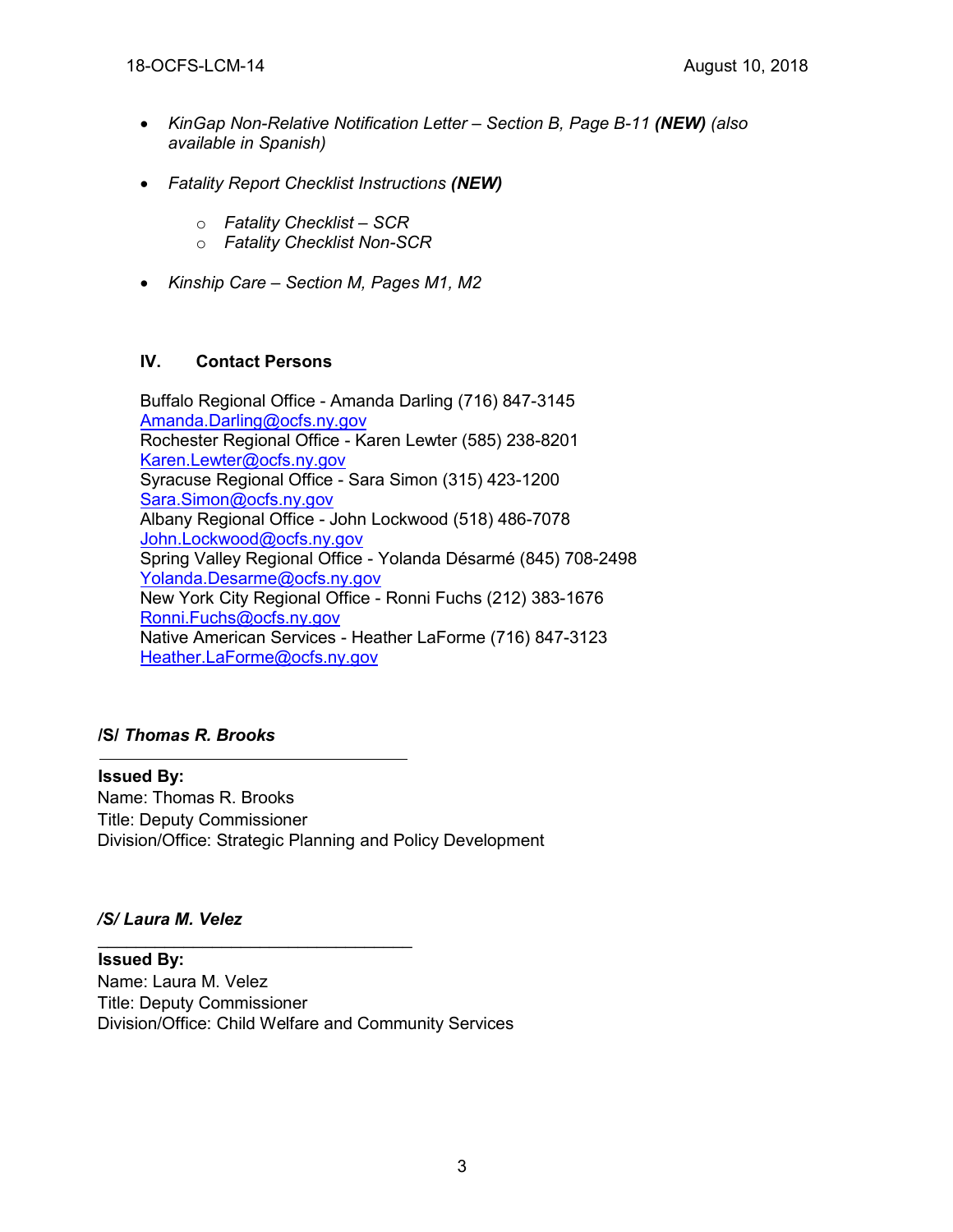- *KinGap Non-Relative Notification Letter – Section B, Page B-11* ***(NEW)*** *(also available in Spanish)*

- *Fatality Report Checklist Instructions* ***(NEW)***
    - *Fatality Checklist – SCR*
    - *Fatality Checklist Non-SCR*

- *Kinship Care – Section M, Pages M1, M2*

## IV. Contact Persons

Buffalo Regional Office - Amanda Darling (716) 847-3145
Amanda.Darling@ocfs.ny.gov
Rochester Regional Office - Karen Lewter (585) 238-8201
Karen.Lewter@ocfs.ny.gov
Syracuse Regional Office - Sara Simon (315) 423-1200
Sara.Simon@ocfs.ny.gov
Albany Regional Office - John Lockwood (518) 486-7078
John.Lockwood@ocfs.ny.gov
Spring Valley Regional Office - Yolanda Désarmé (845) 708-2498
Yolanda.Desarme@ocfs.ny.gov
New York City Regional Office - Ronni Fuchs (212) 383-1676
Ronni.Fuchs@ocfs.ny.gov
Native American Services - Heather LaForme (716) 847-3123
Heather.LaForme@ocfs.ny.gov

***/S/ Thomas R. Brooks***

**Issued By:**
Name: Thomas R. Brooks
Title: Deputy Commissioner
Division/Office: Strategic Planning and Policy Development

***/S/ Laura M. Velez***

**Issued By:**
Name: Laura M. Velez
Title: Deputy Commissioner
Division/Office: Child Welfare and Community Services